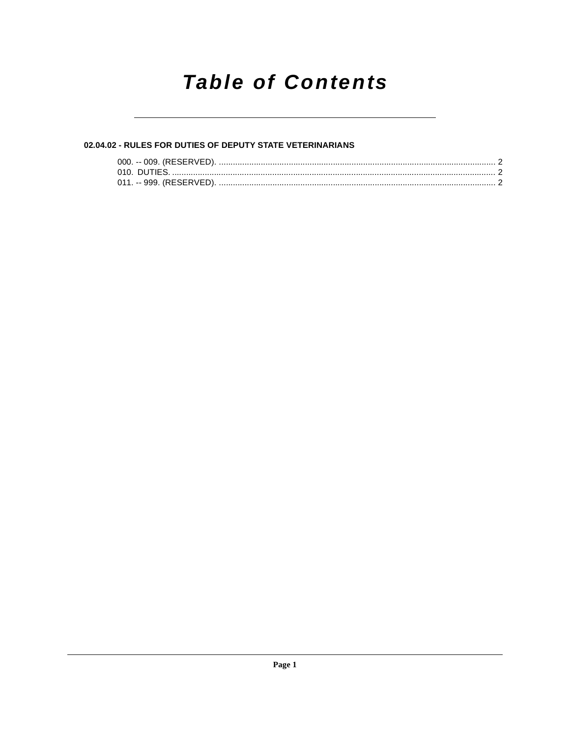# *Table of Contents*

**02.04.02 - RULES FOR DUTIES OF DEPUTY STATE VETERINARIANS**

000. -- 009. (RESERVED). ........................................................................................................................ 2
010. DUTIES. .......................................................................................................................................... 2
011. -- 999. (RESERVED). ........................................................................................................................ 2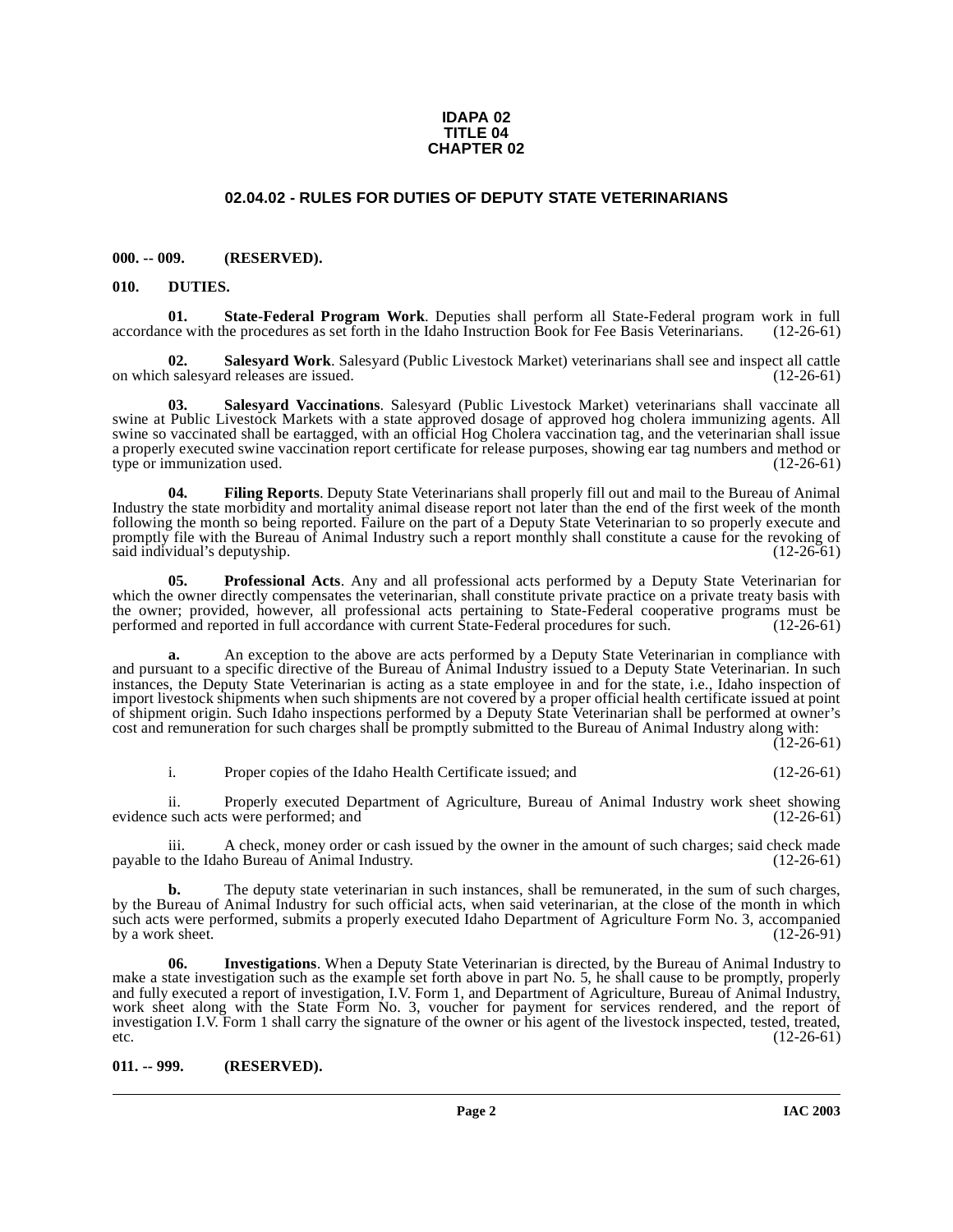**IDAPA 02**
**TITLE 04**
**CHAPTER 02**

## 02.04.02 - RULES FOR DUTIES OF DEPUTY STATE VETERINARIANS

**000. -- 009. (RESERVED).**

**010. DUTIES.**

**01. State-Federal Program Work**. Deputies shall perform all State-Federal program work in full accordance with the procedures as set forth in the Idaho Instruction Book for Fee Basis Veterinarians. (12-26-61)

**02. Salesyard Work**. Salesyard (Public Livestock Market) veterinarians shall see and inspect all cattle on which salesyard releases are issued. (12-26-61)

**03. Salesyard Vaccinations**. Salesyard (Public Livestock Market) veterinarians shall vaccinate all swine at Public Livestock Markets with a state approved dosage of approved hog cholera immunizing agents. All swine so vaccinated shall be eartagged, with an official Hog Cholera vaccination tag, and the veterinarian shall issue a properly executed swine vaccination report certificate for release purposes, showing ear tag numbers and method or type or immunization used. (12-26-61)

**04. Filing Reports**. Deputy State Veterinarians shall properly fill out and mail to the Bureau of Animal Industry the state morbidity and mortality animal disease report not later than the end of the first week of the month following the month so being reported. Failure on the part of a Deputy State Veterinarian to so properly execute and promptly file with the Bureau of Animal Industry such a report monthly shall constitute a cause for the revoking of said individual's deputyship. (12-26-61)

**05. Professional Acts**. Any and all professional acts performed by a Deputy State Veterinarian for which the owner directly compensates the veterinarian, shall constitute private practice on a private treaty basis with the owner; provided, however, all professional acts pertaining to State-Federal cooperative programs must be performed and reported in full accordance with current State-Federal procedures for such. (12-26-61)

**a.** An exception to the above are acts performed by a Deputy State Veterinarian in compliance with and pursuant to a specific directive of the Bureau of Animal Industry issued to a Deputy State Veterinarian. In such instances, the Deputy State Veterinarian is acting as a state employee in and for the state, i.e., Idaho inspection of import livestock shipments when such shipments are not covered by a proper official health certificate issued at point of shipment origin. Such Idaho inspections performed by a Deputy State Veterinarian shall be performed at owner's cost and remuneration for such charges shall be promptly submitted to the Bureau of Animal Industry along with: (12-26-61)

i. Proper copies of the Idaho Health Certificate issued; and (12-26-61)

ii. Properly executed Department of Agriculture, Bureau of Animal Industry work sheet showing evidence such acts were performed; and (12-26-61)

iii. A check, money order or cash issued by the owner in the amount of such charges; said check made payable to the Idaho Bureau of Animal Industry. (12-26-61)

**b.** The deputy state veterinarian in such instances, shall be remunerated, in the sum of such charges, by the Bureau of Animal Industry for such official acts, when said veterinarian, at the close of the month in which such acts were performed, submits a properly executed Idaho Department of Agriculture Form No. 3, accompanied by a work sheet. (12-26-91)

**06. Investigations**. When a Deputy State Veterinarian is directed, by the Bureau of Animal Industry to make a state investigation such as the example set forth above in part No. 5, he shall cause to be promptly, properly and fully executed a report of investigation, I.V. Form 1, and Department of Agriculture, Bureau of Animal Industry, work sheet along with the State Form No. 3, voucher for payment for services rendered, and the report of investigation I.V. Form 1 shall carry the signature of the owner or his agent of the livestock inspected, tested, treated, etc. (12-26-61)

**011. -- 999. (RESERVED).**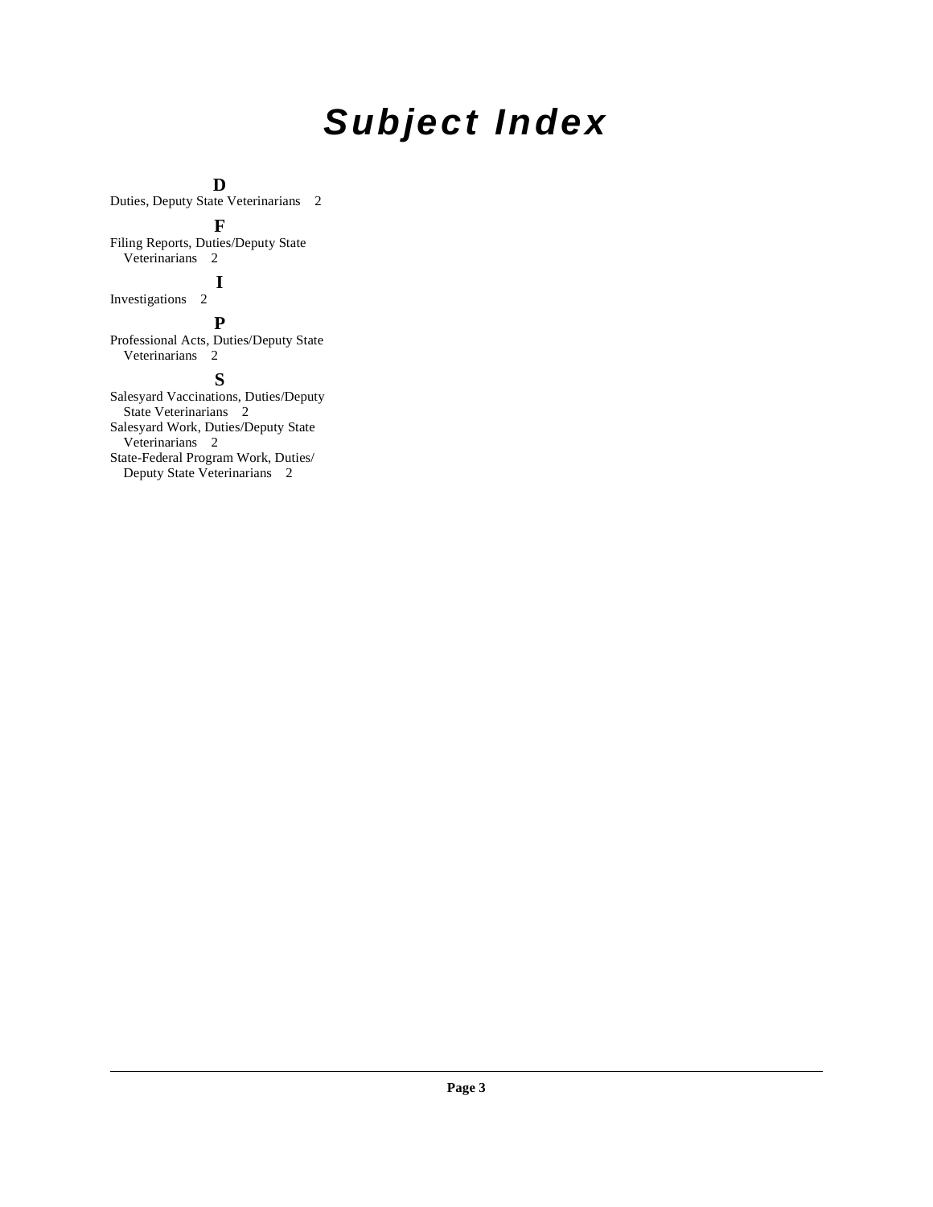# *Subject Index*

**D**

Duties, Deputy State Veterinarians 2

**F**

Filing Reports, Duties/Deputy State Veterinarians 2

**I**

Investigations 2

**P**

Professional Acts, Duties/Deputy State Veterinarians 2

**S**

Salesyard Vaccinations, Duties/Deputy State Veterinarians 2

Salesyard Work, Duties/Deputy State Veterinarians 2

State-Federal Program Work, Duties/ Deputy State Veterinarians 2